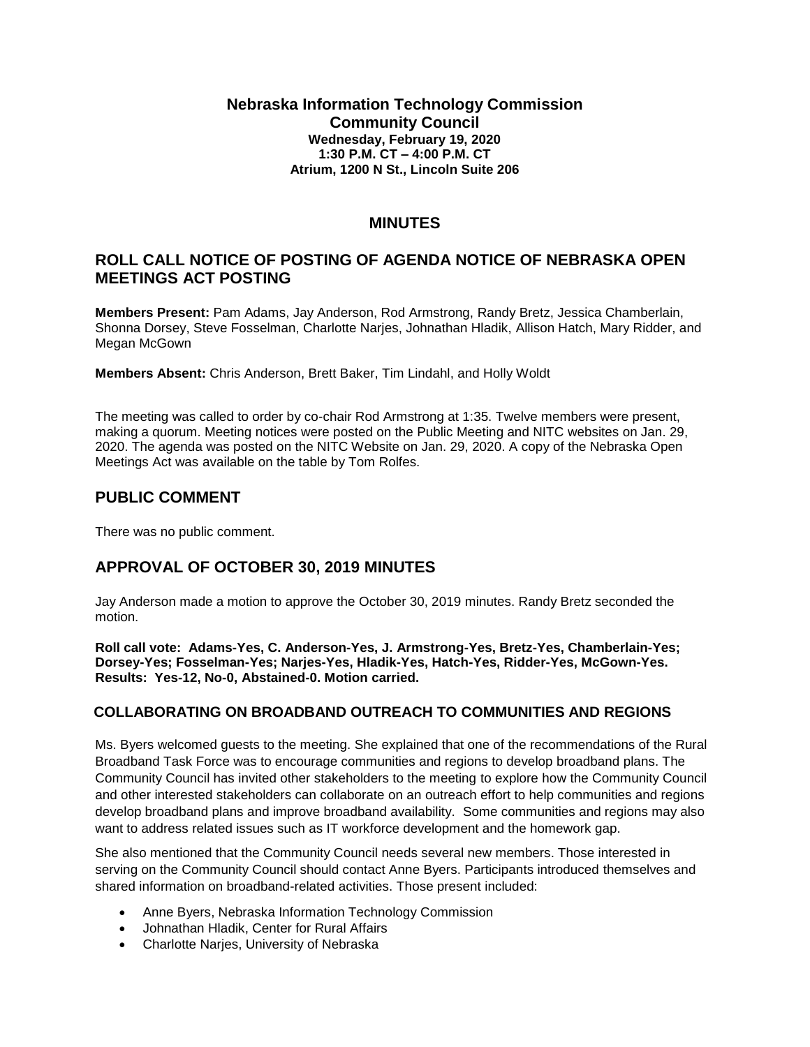**Nebraska Information Technology Commission**
**Community Council**
**Wednesday, February 19, 2020**
**1:30 P.M. CT – 4:00 P.M. CT**
**Atrium, 1200 N St., Lincoln Suite 206**

# MINUTES

## ROLL CALL NOTICE OF POSTING OF AGENDA NOTICE OF NEBRASKA OPEN MEETINGS ACT POSTING

**Members Present:** Pam Adams, Jay Anderson, Rod Armstrong, Randy Bretz, Jessica Chamberlain, Shonna Dorsey, Steve Fosselman, Charlotte Narjes, Johnathan Hladik, Allison Hatch, Mary Ridder, and Megan McGown

**Members Absent:** Chris Anderson, Brett Baker, Tim Lindahl, and Holly Woldt

The meeting was called to order by co-chair Rod Armstrong at 1:35. Twelve members were present, making a quorum. Meeting notices were posted on the Public Meeting and NITC websites on Jan. 29, 2020. The agenda was posted on the NITC Website on Jan. 29, 2020. A copy of the Nebraska Open Meetings Act was available on the table by Tom Rolfes.

## PUBLIC COMMENT

There was no public comment.

## APPROVAL OF OCTOBER 30, 2019 MINUTES

Jay Anderson made a motion to approve the October 30, 2019 minutes. Randy Bretz seconded the motion.

**Roll call vote: Adams-Yes, C. Anderson-Yes, J. Armstrong-Yes, Bretz-Yes, Chamberlain-Yes; Dorsey-Yes; Fosselman-Yes; Narjes-Yes, Hladik-Yes, Hatch-Yes, Ridder-Yes, McGown-Yes. Results: Yes-12, No-0, Abstained-0. Motion carried.**

### COLLABORATING ON BROADBAND OUTREACH TO COMMUNITIES AND REGIONS

Ms. Byers welcomed guests to the meeting. She explained that one of the recommendations of the Rural Broadband Task Force was to encourage communities and regions to develop broadband plans. The Community Council has invited other stakeholders to the meeting to explore how the Community Council and other interested stakeholders can collaborate on an outreach effort to help communities and regions develop broadband plans and improve broadband availability. Some communities and regions may also want to address related issues such as IT workforce development and the homework gap.

She also mentioned that the Community Council needs several new members. Those interested in serving on the Community Council should contact Anne Byers. Participants introduced themselves and shared information on broadband-related activities. Those present included:

- Anne Byers, Nebraska Information Technology Commission
- Johnathan Hladik, Center for Rural Affairs
- Charlotte Narjes, University of Nebraska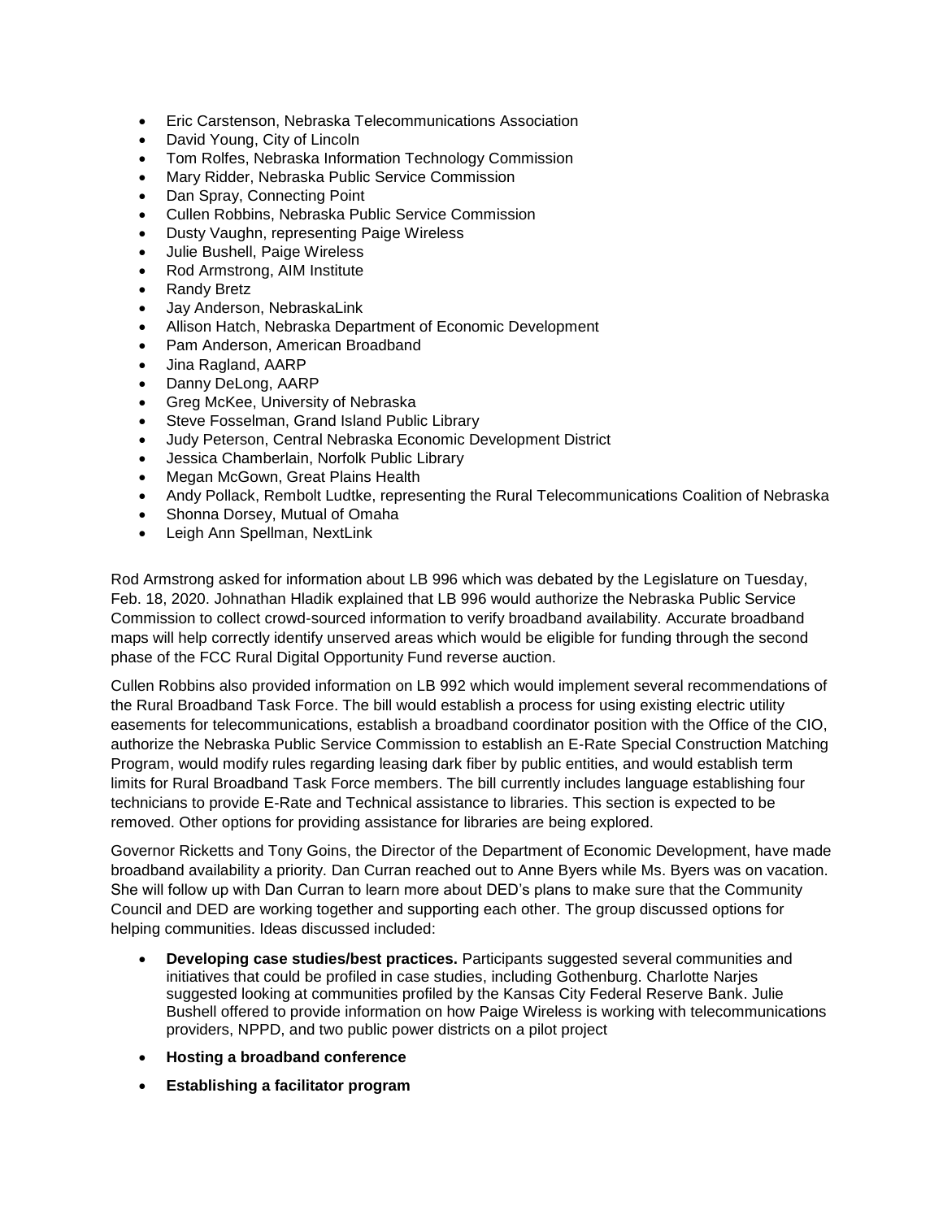- Eric Carstenson, Nebraska Telecommunications Association
- David Young, City of Lincoln
- Tom Rolfes, Nebraska Information Technology Commission
- Mary Ridder, Nebraska Public Service Commission
- Dan Spray, Connecting Point
- Cullen Robbins, Nebraska Public Service Commission
- Dusty Vaughn, representing Paige Wireless
- Julie Bushell, Paige Wireless
- Rod Armstrong, AIM Institute
- Randy Bretz
- Jay Anderson, NebraskaLink
- Allison Hatch, Nebraska Department of Economic Development
- Pam Anderson, American Broadband
- Jina Ragland, AARP
- Danny DeLong, AARP
- Greg McKee, University of Nebraska
- Steve Fosselman, Grand Island Public Library
- Judy Peterson, Central Nebraska Economic Development District
- Jessica Chamberlain, Norfolk Public Library
- Megan McGown, Great Plains Health
- Andy Pollack, Rembolt Ludtke, representing the Rural Telecommunications Coalition of Nebraska
- Shonna Dorsey, Mutual of Omaha
- Leigh Ann Spellman, NextLink

Rod Armstrong asked for information about LB 996 which was debated by the Legislature on Tuesday, Feb. 18, 2020. Johnathan Hladik explained that LB 996 would authorize the Nebraska Public Service Commission to collect crowd-sourced information to verify broadband availability. Accurate broadband maps will help correctly identify unserved areas which would be eligible for funding through the second phase of the FCC Rural Digital Opportunity Fund reverse auction.

Cullen Robbins also provided information on LB 992 which would implement several recommendations of the Rural Broadband Task Force. The bill would establish a process for using existing electric utility easements for telecommunications, establish a broadband coordinator position with the Office of the CIO, authorize the Nebraska Public Service Commission to establish an E-Rate Special Construction Matching Program, would modify rules regarding leasing dark fiber by public entities, and would establish term limits for Rural Broadband Task Force members. The bill currently includes language establishing four technicians to provide E-Rate and Technical assistance to libraries. This section is expected to be removed. Other options for providing assistance for libraries are being explored.

Governor Ricketts and Tony Goins, the Director of the Department of Economic Development, have made broadband availability a priority. Dan Curran reached out to Anne Byers while Ms. Byers was on vacation. She will follow up with Dan Curran to learn more about DED's plans to make sure that the Community Council and DED are working together and supporting each other. The group discussed options for helping communities. Ideas discussed included:

- **Developing case studies/best practices.** Participants suggested several communities and initiatives that could be profiled in case studies, including Gothenburg. Charlotte Narjes suggested looking at communities profiled by the Kansas City Federal Reserve Bank. Julie Bushell offered to provide information on how Paige Wireless is working with telecommunications providers, NPPD, and two public power districts on a pilot project
- **Hosting a broadband conference**
- **Establishing a facilitator program**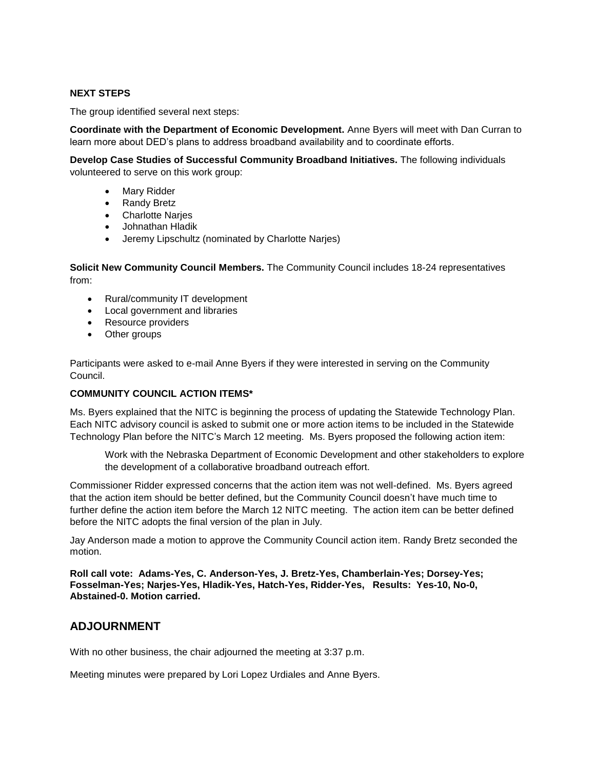**NEXT STEPS**

The group identified several next steps:

**Coordinate with the Department of Economic Development.** Anne Byers will meet with Dan Curran to learn more about DED's plans to address broadband availability and to coordinate efforts.

**Develop Case Studies of Successful Community Broadband Initiatives.** The following individuals volunteered to serve on this work group:

- Mary Ridder
- Randy Bretz
- Charlotte Narjes
- Johnathan Hladik
- Jeremy Lipschultz (nominated by Charlotte Narjes)

**Solicit New Community Council Members.** The Community Council includes 18-24 representatives from:

- Rural/community IT development
- Local government and libraries
- Resource providers
- Other groups

Participants were asked to e-mail Anne Byers if they were interested in serving on the Community Council.

**COMMUNITY COUNCIL ACTION ITEMS***

Ms. Byers explained that the NITC is beginning the process of updating the Statewide Technology Plan. Each NITC advisory council is asked to submit one or more action items to be included in the Statewide Technology Plan before the NITC's March 12 meeting. Ms. Byers proposed the following action item:

> Work with the Nebraska Department of Economic Development and other stakeholders to explore the development of a collaborative broadband outreach effort.

Commissioner Ridder expressed concerns that the action item was not well-defined. Ms. Byers agreed that the action item should be better defined, but the Community Council doesn't have much time to further define the action item before the March 12 NITC meeting. The action item can be better defined before the NITC adopts the final version of the plan in July.

Jay Anderson made a motion to approve the Community Council action item. Randy Bretz seconded the motion.

**Roll call vote: Adams-Yes, C. Anderson-Yes, J. Bretz-Yes, Chamberlain-Yes; Dorsey-Yes; Fosselman-Yes; Narjes-Yes, Hladik-Yes, Hatch-Yes, Ridder-Yes, Results: Yes-10, No-0, Abstained-0. Motion carried.**

## ADJOURNMENT

With no other business, the chair adjourned the meeting at 3:37 p.m.

Meeting minutes were prepared by Lori Lopez Urdiales and Anne Byers.